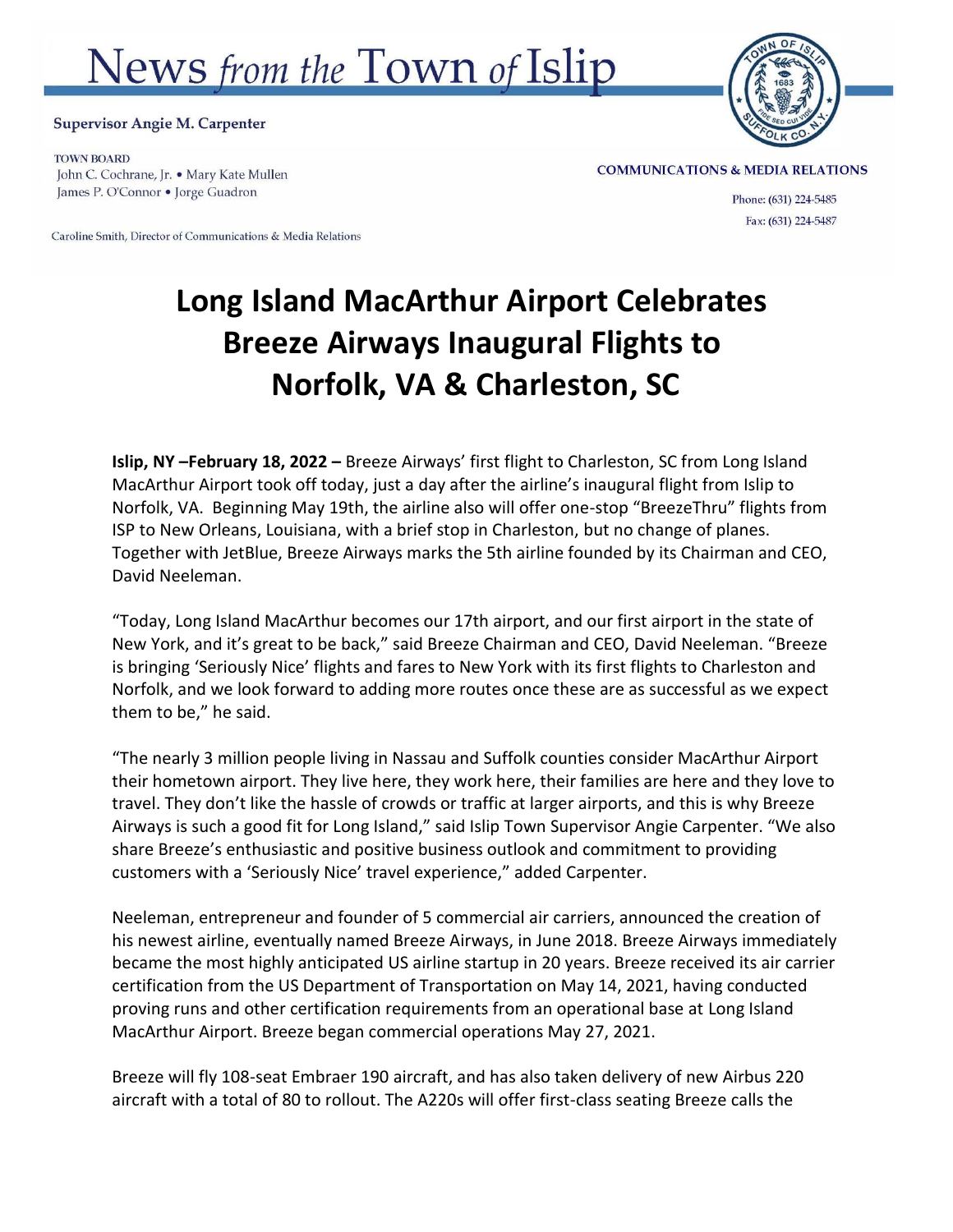# News *from the* Town *of* Islip

**Supervisor Angie M. Carpenter**

TOWN BOARD
John C. Cochrane, Jr. • Mary Kate Mullen
James P. O'Connor • Jorge Guadron

Caroline Smith, Director of Communications & Media Relations

**COMMUNICATIONS & MEDIA RELATIONS**

Phone: (631) 224-5485
Fax: (631) 224-5487

# Long Island MacArthur Airport Celebrates Breeze Airways Inaugural Flights to Norfolk, VA & Charleston, SC

**Islip, NY –February 18, 2022 –** Breeze Airways' first flight to Charleston, SC from Long Island MacArthur Airport took off today, just a day after the airline's inaugural flight from Islip to Norfolk, VA. Beginning May 19th, the airline also will offer one-stop "BreezeThru" flights from ISP to New Orleans, Louisiana, with a brief stop in Charleston, but no change of planes. Together with JetBlue, Breeze Airways marks the 5th airline founded by its Chairman and CEO, David Neeleman.

"Today, Long Island MacArthur becomes our 17th airport, and our first airport in the state of New York, and it's great to be back," said Breeze Chairman and CEO, David Neeleman. "Breeze is bringing 'Seriously Nice' flights and fares to New York with its first flights to Charleston and Norfolk, and we look forward to adding more routes once these are as successful as we expect them to be," he said.

"The nearly 3 million people living in Nassau and Suffolk counties consider MacArthur Airport their hometown airport. They live here, they work here, their families are here and they love to travel. They don't like the hassle of crowds or traffic at larger airports, and this is why Breeze Airways is such a good fit for Long Island," said Islip Town Supervisor Angie Carpenter. "We also share Breeze's enthusiastic and positive business outlook and commitment to providing customers with a 'Seriously Nice' travel experience," added Carpenter.

Neeleman, entrepreneur and founder of 5 commercial air carriers, announced the creation of his newest airline, eventually named Breeze Airways, in June 2018. Breeze Airways immediately became the most highly anticipated US airline startup in 20 years. Breeze received its air carrier certification from the US Department of Transportation on May 14, 2021, having conducted proving runs and other certification requirements from an operational base at Long Island MacArthur Airport. Breeze began commercial operations May 27, 2021.

Breeze will fly 108-seat Embraer 190 aircraft, and has also taken delivery of new Airbus 220 aircraft with a total of 80 to rollout. The A220s will offer first-class seating Breeze calls the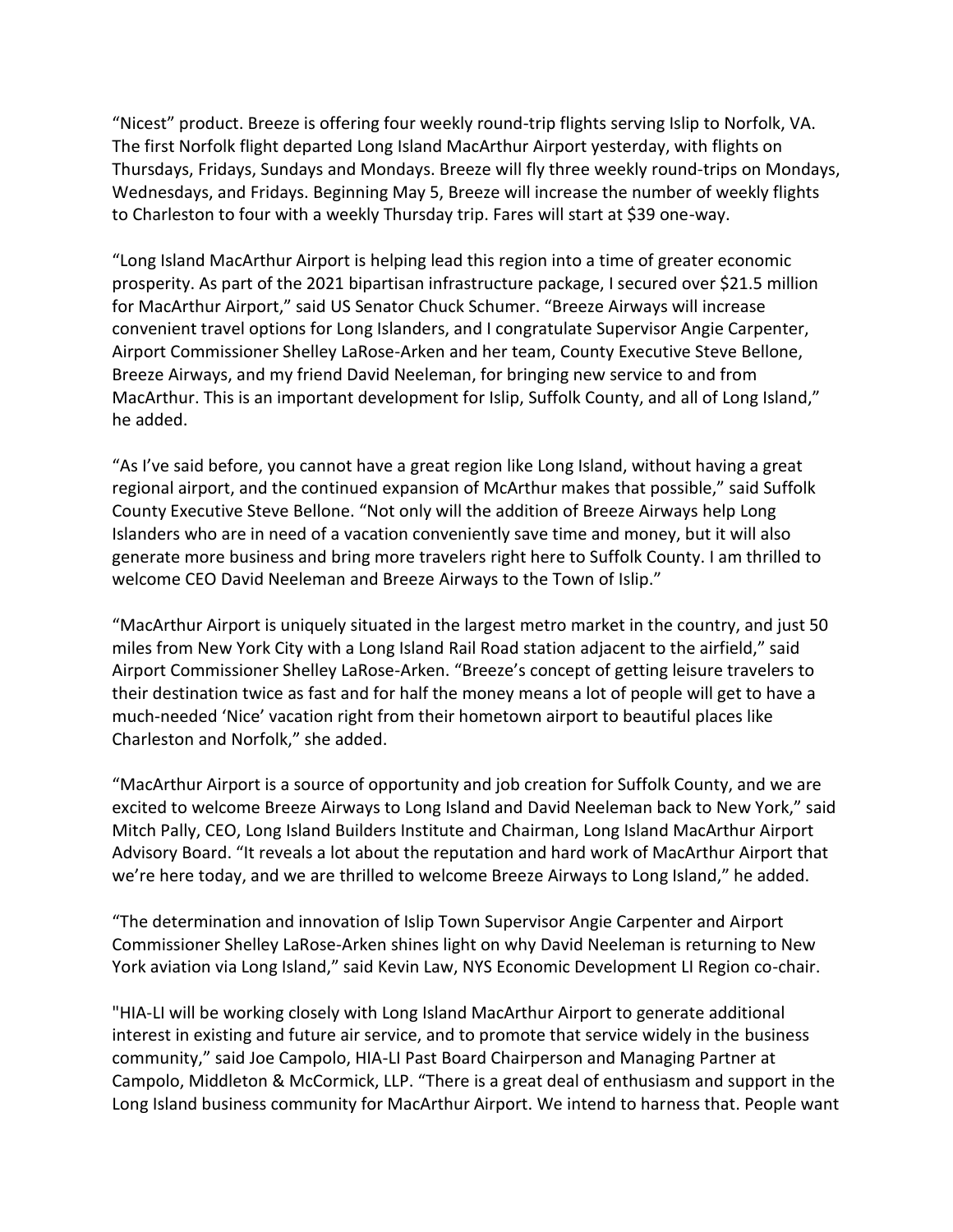"Nicest" product. Breeze is offering four weekly round-trip flights serving Islip to Norfolk, VA. The first Norfolk flight departed Long Island MacArthur Airport yesterday, with flights on Thursdays, Fridays, Sundays and Mondays. Breeze will fly three weekly round-trips on Mondays, Wednesdays, and Fridays. Beginning May 5, Breeze will increase the number of weekly flights to Charleston to four with a weekly Thursday trip. Fares will start at $39 one-way.

"Long Island MacArthur Airport is helping lead this region into a time of greater economic prosperity. As part of the 2021 bipartisan infrastructure package, I secured over $21.5 million for MacArthur Airport," said US Senator Chuck Schumer. "Breeze Airways will increase convenient travel options for Long Islanders, and I congratulate Supervisor Angie Carpenter, Airport Commissioner Shelley LaRose-Arken and her team, County Executive Steve Bellone, Breeze Airways, and my friend David Neeleman, for bringing new service to and from MacArthur. This is an important development for Islip, Suffolk County, and all of Long Island," he added.

"As I've said before, you cannot have a great region like Long Island, without having a great regional airport, and the continued expansion of McArthur makes that possible," said Suffolk County Executive Steve Bellone. "Not only will the addition of Breeze Airways help Long Islanders who are in need of a vacation conveniently save time and money, but it will also generate more business and bring more travelers right here to Suffolk County. I am thrilled to welcome CEO David Neeleman and Breeze Airways to the Town of Islip."

"MacArthur Airport is uniquely situated in the largest metro market in the country, and just 50 miles from New York City with a Long Island Rail Road station adjacent to the airfield," said Airport Commissioner Shelley LaRose-Arken. "Breeze's concept of getting leisure travelers to their destination twice as fast and for half the money means a lot of people will get to have a much-needed 'Nice' vacation right from their hometown airport to beautiful places like Charleston and Norfolk," she added.

"MacArthur Airport is a source of opportunity and job creation for Suffolk County, and we are excited to welcome Breeze Airways to Long Island and David Neeleman back to New York," said Mitch Pally, CEO, Long Island Builders Institute and Chairman, Long Island MacArthur Airport Advisory Board. "It reveals a lot about the reputation and hard work of MacArthur Airport that we're here today, and we are thrilled to welcome Breeze Airways to Long Island," he added.

"The determination and innovation of Islip Town Supervisor Angie Carpenter and Airport Commissioner Shelley LaRose-Arken shines light on why David Neeleman is returning to New York aviation via Long Island," said Kevin Law, NYS Economic Development LI Region co-chair.

"HIA-LI will be working closely with Long Island MacArthur Airport to generate additional interest in existing and future air service, and to promote that service widely in the business community," said Joe Campolo, HIA-LI Past Board Chairperson and Managing Partner at Campolo, Middleton & McCormick, LLP. "There is a great deal of enthusiasm and support in the Long Island business community for MacArthur Airport. We intend to harness that. People want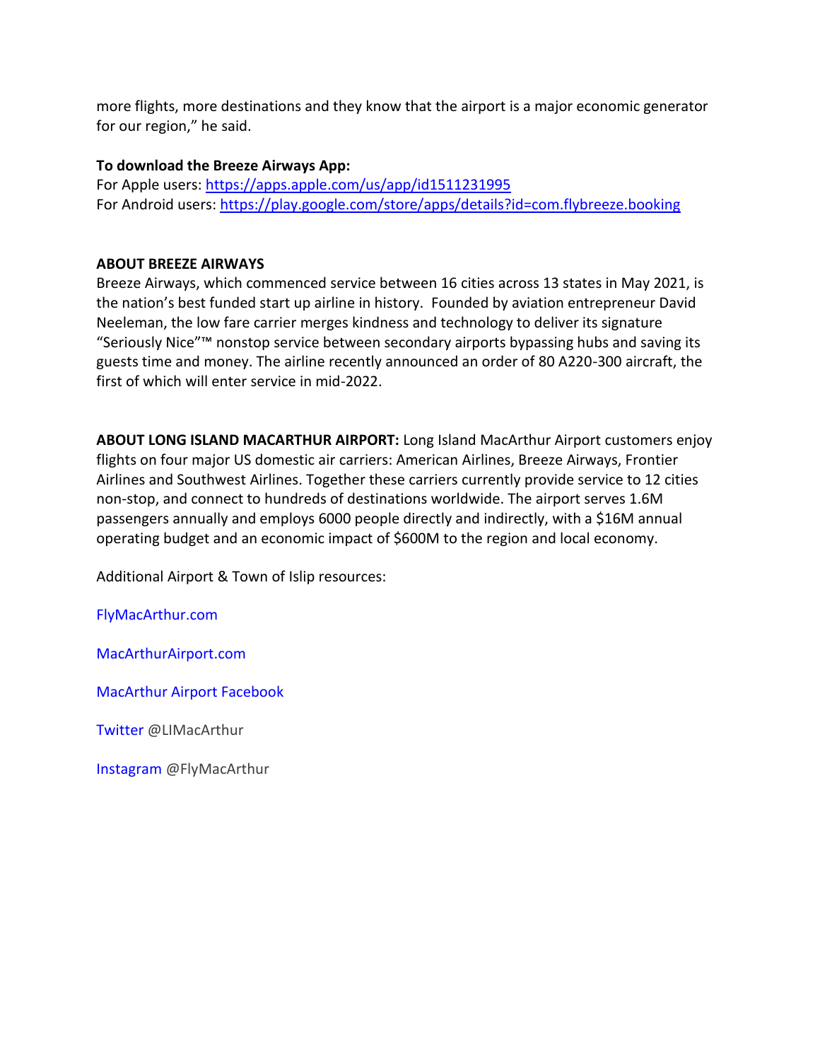more flights, more destinations and they know that the airport is a major economic generator for our region," he said.

**To download the Breeze Airways App:**
For Apple users: https://apps.apple.com/us/app/id1511231995
For Android users: https://play.google.com/store/apps/details?id=com.flybreeze.booking

**ABOUT BREEZE AIRWAYS**
Breeze Airways, which commenced service between 16 cities across 13 states in May 2021, is the nation's best funded start up airline in history. Founded by aviation entrepreneur David Neeleman, the low fare carrier merges kindness and technology to deliver its signature "Seriously Nice"™ nonstop service between secondary airports bypassing hubs and saving its guests time and money. The airline recently announced an order of 80 A220-300 aircraft, the first of which will enter service in mid-2022.

**ABOUT LONG ISLAND MACARTHUR AIRPORT:** Long Island MacArthur Airport customers enjoy flights on four major US domestic air carriers: American Airlines, Breeze Airways, Frontier Airlines and Southwest Airlines. Together these carriers currently provide service to 12 cities non-stop, and connect to hundreds of destinations worldwide. The airport serves 1.6M passengers annually and employs 6000 people directly and indirectly, with a $16M annual operating budget and an economic impact of $600M to the region and local economy.

Additional Airport & Town of Islip resources:

FlyMacArthur.com

MacArthurAirport.com

MacArthur Airport Facebook

Twitter @LIMacArthur

Instagram @FlyMacArthur